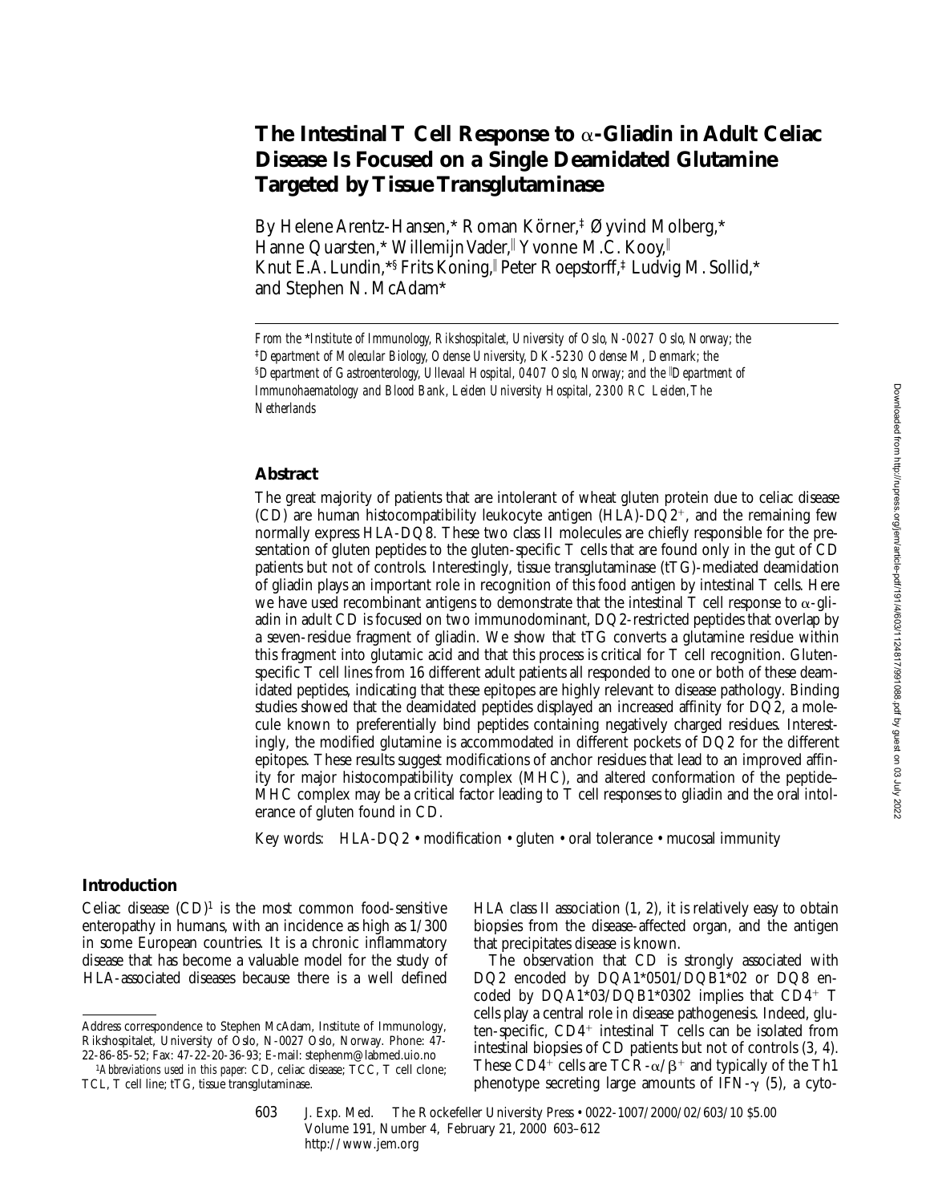# The Intestinal T Cell Response to α-Gliadin in Adult Celiac Disease Is Focused on a Single Deamidated Glutamine Targeted by Tissue Transglutaminase

By Helene Arentz-Hansen,* Roman Körner,‡ Øyvind Molberg,* Hanne Quarsten,* Willemijn Vader,∥ Yvonne M.C. Kooy,∥ Knut E.A. Lundin,*§ Frits Koning,∥ Peter Roepstorff,‡ Ludvig M. Sollid,* and Stephen N. McAdam*

*From the \*Institute of Immunology, Rikshospitalet, University of Oslo, N-0027 Oslo, Norway; the ‡Department of Molecular Biology, Odense University, DK-5230 Odense M, Denmark; the §Department of Gastroenterology, Ullevaal Hospital, 0407 Oslo, Norway; and the ∥Department of Immunohaematology and Blood Bank, Leiden University Hospital, 2300 RC Leiden, The Netherlands*

## Abstract

The great majority of patients that are intolerant of wheat gluten protein due to celiac disease (CD) are human histocompatibility leukocyte antigen (HLA)-DQ2$^+$, and the remaining few normally express HLA-DQ8. These two class II molecules are chiefly responsible for the presentation of gluten peptides to the gluten-specific T cells that are found only in the gut of CD patients but not of controls. Interestingly, tissue transglutaminase (tTG)-mediated deamidation of gliadin plays an important role in recognition of this food antigen by intestinal T cells. Here we have used recombinant antigens to demonstrate that the intestinal T cell response to α-gliadin in adult CD is focused on two immunodominant, DQ2-restricted peptides that overlap by a seven-residue fragment of gliadin. We show that tTG converts a glutamine residue within this fragment into glutamic acid and that this process is critical for T cell recognition. Gluten-specific T cell lines from 16 different adult patients all responded to one or both of these deamidated peptides, indicating that these epitopes are highly relevant to disease pathology. Binding studies showed that the deamidated peptides displayed an increased affinity for DQ2, a molecule known to preferentially bind peptides containing negatively charged residues. Interestingly, the modified glutamine is accommodated in different pockets of DQ2 for the different epitopes. These results suggest modifications of anchor residues that lead to an improved affinity for major histocompatibility complex (MHC), and altered conformation of the peptide–MHC complex may be a critical factor leading to T cell responses to gliadin and the oral intolerance of gluten found in CD.

Key words: HLA-DQ2 • modification • gluten • oral tolerance • mucosal immunity

## Introduction

Celiac disease (CD)[1] is the most common food-sensitive enteropathy in humans, with an incidence as high as 1/300 in some European countries. It is a chronic inflammatory disease that has become a valuable model for the study of HLA-associated diseases because there is a well defined HLA class II association (1, 2), it is relatively easy to obtain biopsies from the disease-affected organ, and the antigen that precipitates disease is known.

The observation that CD is strongly associated with DQ2 encoded by DQA1\*0501/DQB1\*02 or DQ8 encoded by DQA1\*03/DQB1\*0302 implies that CD4$^+$ T cells play a central role in disease pathogenesis. Indeed, gluten-specific, CD4$^+$ intestinal T cells can be isolated from intestinal biopsies of CD patients but not of controls (3, 4). These CD4$^+$ cells are TCR-α/β$^+$ and typically of the Th1 phenotype secreting large amounts of IFN-γ (5), a cyto-

Address correspondence to Stephen McAdam, Institute of Immunology, Rikshospitalet, University of Oslo, N-0027 Oslo, Norway. Phone: 47-22-86-85-52; Fax: 47-22-20-36-93; E-mail: stephenm@labmed.uio.no

[1]*Abbreviations used in this paper:* CD, celiac disease; TCC, T cell clone; TCL, T cell line; tTG, tissue transglutaminase.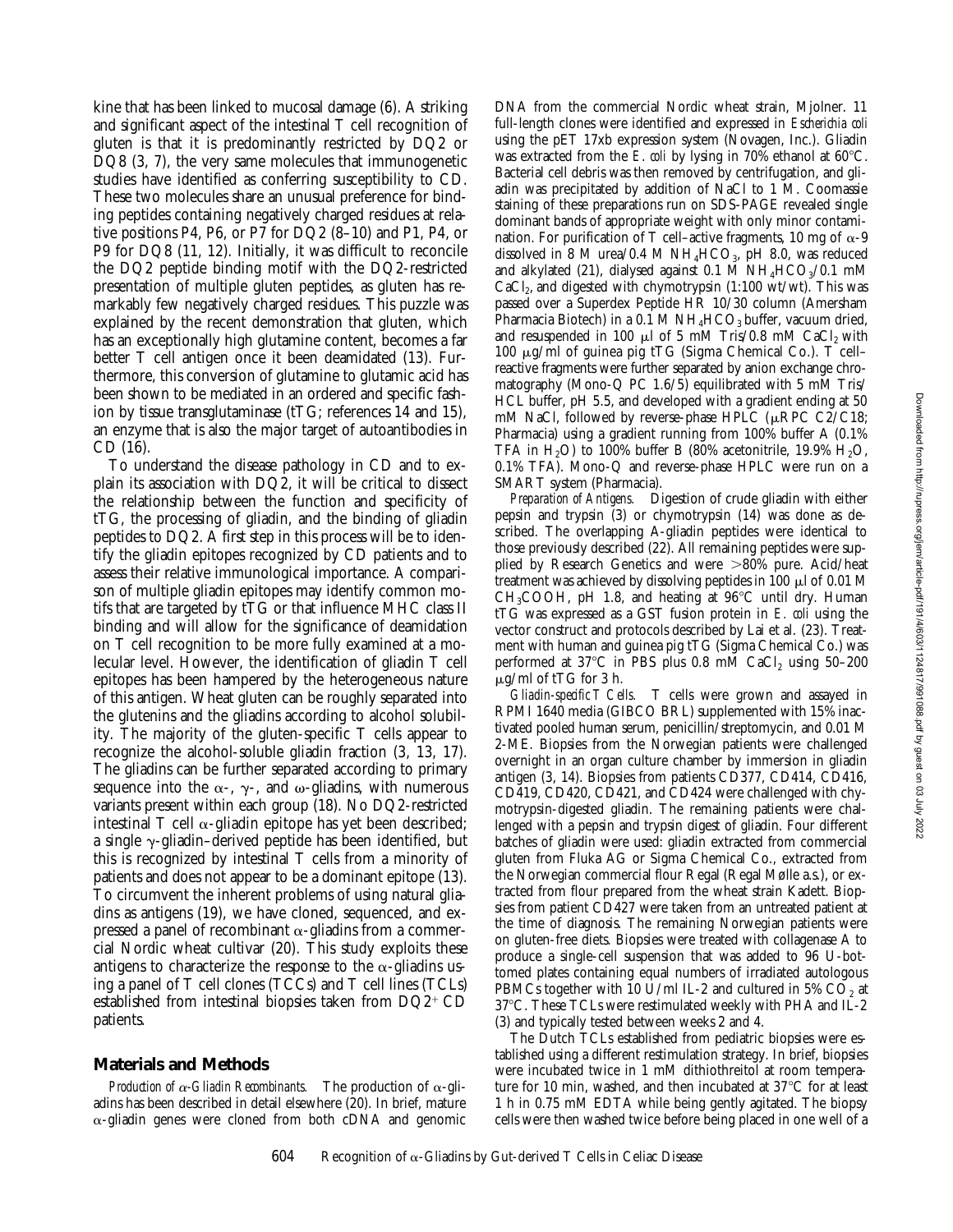kine that has been linked to mucosal damage (6). A striking and significant aspect of the intestinal T cell recognition of gluten is that it is predominantly restricted by DQ2 or DQ8 (3, 7), the very same molecules that immunogenetic studies have identified as conferring susceptibility to CD. These two molecules share an unusual preference for binding peptides containing negatively charged residues at relative positions P4, P6, or P7 for DQ2 (8–10) and P1, P4, or P9 for DQ8 (11, 12). Initially, it was difficult to reconcile the DQ2 peptide binding motif with the DQ2-restricted presentation of multiple gluten peptides, as gluten has remarkably few negatively charged residues. This puzzle was explained by the recent demonstration that gluten, which has an exceptionally high glutamine content, becomes a far better T cell antigen once it been deamidated (13). Furthermore, this conversion of glutamine to glutamic acid has been shown to be mediated in an ordered and specific fashion by tissue transglutaminase (tTG; references 14 and 15), an enzyme that is also the major target of autoantibodies in CD (16).

To understand the disease pathology in CD and to explain its association with DQ2, it will be critical to dissect the relationship between the function and specificity of tTG, the processing of gliadin, and the binding of gliadin peptides to DQ2. A first step in this process will be to identify the gliadin epitopes recognized by CD patients and to assess their relative immunological importance. A comparison of multiple gliadin epitopes may identify common motifs that are targeted by tTG or that influence MHC class II binding and will allow for the significance of deamidation on T cell recognition to be more fully examined at a molecular level. However, the identification of gliadin T cell epitopes has been hampered by the heterogeneous nature of this antigen. Wheat gluten can be roughly separated into the glutenins and the gliadins according to alcohol solubility. The majority of the gluten-specific T cells appear to recognize the alcohol-soluble gliadin fraction (3, 13, 17). The gliadins can be further separated according to primary sequence into the α-, γ-, and ω-gliadins, with numerous variants present within each group (18). No DQ2-restricted intestinal T cell α-gliadin epitope has yet been described; a single γ-gliadin–derived peptide has been identified, but this is recognized by intestinal T cells from a minority of patients and does not appear to be a dominant epitope (13). To circumvent the inherent problems of using natural gliadins as antigens (19), we have cloned, sequenced, and expressed a panel of recombinant α-gliadins from a commercial Nordic wheat cultivar (20). This study exploits these antigens to characterize the response to the α-gliadins using a panel of T cell clones (TCCs) and T cell lines (TCLs) established from intestinal biopsies taken from $DQ2^+$ CD patients.

## Materials and Methods

*Production of α-Gliadin Recombinants.* The production of α-gliadins has been described in detail elsewhere (20). In brief, mature α-gliadin genes were cloned from both cDNA and genomic DNA from the commercial Nordic wheat strain, Mjolner. 11 full-length clones were identified and expressed in *Escherichia coli* using the pET 17xb expression system (Novagen, Inc.). Gliadin was extracted from the *E. coli* by lysing in 70% ethanol at 60°C. Bacterial cell debris was then removed by centrifugation, and gliadin was precipitated by addition of NaCl to 1 M. Coomassie staining of these preparations run on SDS-PAGE revealed single dominant bands of appropriate weight with only minor contamination. For purification of T cell–active fragments, 10 mg of α-9 dissolved in 8 M urea/0.4 M $NH_4HCO_3$, pH 8.0, was reduced and alkylated (21), dialysed against 0.1 M $NH_4HCO_3$/0.1 mM $CaCl_2$, and digested with chymotrypsin (1:100 wt/wt). This was passed over a Superdex Peptide HR 10/30 column (Amersham Pharmacia Biotech) in a 0.1 M $NH_4HCO_3$ buffer, vacuum dried, and resuspended in 100 μl of 5 mM Tris/0.8 mM $CaCl_2$ with 100 μg/ml of guinea pig tTG (Sigma Chemical Co.). T cell–reactive fragments were further separated by anion exchange chromatography (Mono-Q PC 1.6/5) equilibrated with 5 mM Tris/HCL buffer, pH 5.5, and developed with a gradient ending at 50 mM NaCl, followed by reverse-phase HPLC (μRPC C2/C18; Pharmacia) using a gradient running from 100% buffer A (0.1% TFA in $H_2O$) to 100% buffer B (80% acetonitrile, 19.9% $H_2O$, 0.1% TFA). Mono-Q and reverse-phase HPLC were run on a SMART system (Pharmacia).

*Preparation of Antigens.* Digestion of crude gliadin with either pepsin and trypsin (3) or chymotrypsin (14) was done as described. The overlapping A-gliadin peptides were identical to those previously described (22). All remaining peptides were supplied by Research Genetics and were >80% pure. Acid/heat treatment was achieved by dissolving peptides in 100 μl of 0.01 M $CH_3COOH$, pH 1.8, and heating at 96°C until dry. Human tTG was expressed as a GST fusion protein in *E. coli* using the vector construct and protocols described by Lai et al. (23). Treatment with human and guinea pig tTG (Sigma Chemical Co.) was performed at 37°C in PBS plus 0.8 mM $CaCl_2$ using 50–200 μg/ml of tTG for 3 h.

*Gliadin-specific T Cells.* T cells were grown and assayed in RPMI 1640 media (GIBCO BRL) supplemented with 15% inactivated pooled human serum, penicillin/streptomycin, and 0.01 M 2-ME. Biopsies from the Norwegian patients were challenged overnight in an organ culture chamber by immersion in gliadin antigen (3, 14). Biopsies from patients CD377, CD414, CD416, CD419, CD420, CD421, and CD424 were challenged with chymotrypsin-digested gliadin. The remaining patients were challenged with a pepsin and trypsin digest of gliadin. Four different batches of gliadin were used: gliadin extracted from commercial gluten from Fluka AG or Sigma Chemical Co., extracted from the Norwegian commercial flour Regal (Regal Mølle a.s.), or extracted from flour prepared from the wheat strain Kadett. Biopsies from patient CD427 were taken from an untreated patient at the time of diagnosis. The remaining Norwegian patients were on gluten-free diets. Biopsies were treated with collagenase A to produce a single-cell suspension that was added to 96 U-bottomed plates containing equal numbers of irradiated autologous PBMCs together with 10 U/ml IL-2 and cultured in 5% $CO_2$ at 37°C. These TCLs were restimulated weekly with PHA and IL-2 (3) and typically tested between weeks 2 and 4.

The Dutch TCLs established from pediatric biopsies were established using a different restimulation strategy. In brief, biopsies were incubated twice in 1 mM dithiothreitol at room temperature for 10 min, washed, and then incubated at 37°C for at least 1 h in 0.75 mM EDTA while being gently agitated. The biopsy cells were then washed twice before being placed in one well of a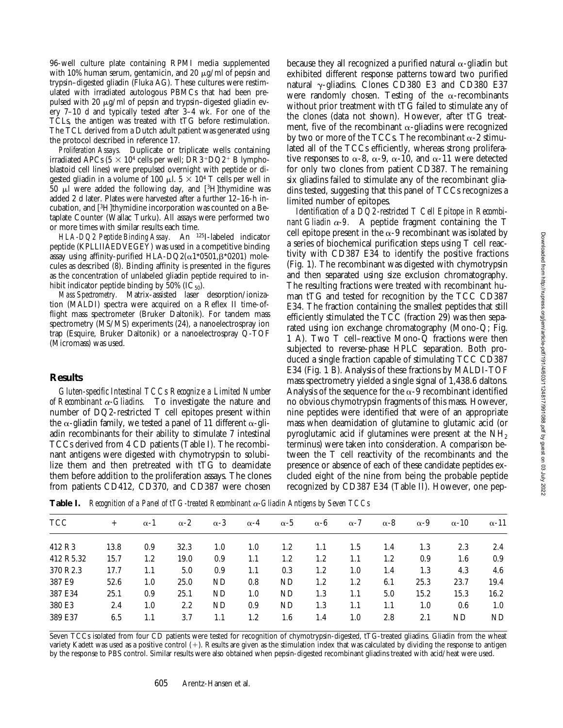96-well culture plate containing RPMI media supplemented with 10% human serum, gentamicin, and 20 μg/ml of pepsin and trypsin–digested gliadin (Fluka AG). These cultures were restimulated with irradiated autologous PBMCs that had been prepulsed with 20 μg/ml of pepsin and trypsin–digested gliadin every 7–10 d and typically tested after 3–4 wk. For one of the TCLs, the antigen was treated with tTG before restimulation. The TCL derived from a Dutch adult patient was generated using the protocol described in reference 17.

*Proliferation Assays.* Duplicate or triplicate wells containing irradiated APCs ($5 \times 10^4$ cells per well; $DR3^+DQ2^+$ B lymphoblastoid cell lines) were prepulsed overnight with peptide or digested gliadin in a volume of 100 μl. $5 \times 10^4$ T cells per well in 50 μl were added the following day, and [$^3$H]thymidine was added 2 d later. Plates were harvested after a further 12–16-h incubation, and [$^3$H]thymidine incorporation was counted on a Betaplate Counter (Wallac Turku). All assays were performed two or more times with similar results each time.

*HLA-DQ2 Peptide Binding Assay.* An $^{125}$I-labeled indicator peptide (KPLLIIAEDVEGEY) was used in a competitive binding assay using affinity-purified HLA-DQ2(α1*0501,β*0201) molecules as described (8). Binding affinity is presented in the figures as the concentration of unlabeled gliadin peptide required to inhibit indicator peptide binding by 50% ($IC_{50}$).

*Mass Spectrometry.* Matrix-assisted laser desorption/ionization (MALDI) spectra were acquired on a Reflex II time-of-flight mass spectrometer (Bruker Daltonik). For tandem mass spectrometry (MS/MS) experiments (24), a nanoelectrospray ion trap (Esquire, Bruker Daltonik) or a nanoelectrospray Q-TOF (Micromass) was used.

## Results

*Gluten-specific Intestinal TCCs Recognize a Limited Number of Recombinant α-Gliadins.* To investigate the nature and number of DQ2-restricted T cell epitopes present within the α-gliadin family, we tested a panel of 11 different α-gliadin recombinants for their ability to stimulate 7 intestinal TCCs derived from 4 CD patients (Table I). The recombinant antigens were digested with chymotrypsin to solubilize them and then pretreated with tTG to deamidate them before addition to the proliferation assays. The clones from patients CD412, CD370, and CD387 were chosen because they all recognized a purified natural α-gliadin but exhibited different response patterns toward two purified natural γ-gliadins. Clones CD380 E3 and CD380 E37 were randomly chosen. Testing of the α-recombinants without prior treatment with tTG failed to stimulate any of the clones (data not shown). However, after tTG treatment, five of the recombinant α-gliadins were recognized by two or more of the TCCs. The recombinant α-2 stimulated all of the TCCs efficiently, whereas strong proliferative responses to α-8, α-9, α-10, and α-11 were detected for only two clones from patient CD387. The remaining six gliadins failed to stimulate any of the recombinant gliadins tested, suggesting that this panel of TCCs recognizes a limited number of epitopes.

*Identification of a DQ2-restricted T Cell Epitope in Recombinant Gliadin α-9.* A peptide fragment containing the T cell epitope present in the α-9 recombinant was isolated by a series of biochemical purification steps using T cell reactivity with CD387 E34 to identify the positive fractions (Fig. 1). The recombinant was digested with chymotrypsin and then separated using size exclusion chromatography. The resulting fractions were treated with recombinant human tTG and tested for recognition by the TCC CD387 E34. The fraction containing the smallest peptides that still efficiently stimulated the TCC (fraction 29) was then separated using ion exchange chromatography (Mono-Q; Fig. 1 A). Two T cell–reactive Mono-Q fractions were then subjected to reverse-phase HPLC separation. Both produced a single fraction capable of stimulating TCC CD387 E34 (Fig. 1 B). Analysis of these fractions by MALDI-TOF mass spectrometry yielded a single signal of 1,438.6 daltons. Analysis of the sequence for the α-9 recombinant identified no obvious chymotrypsin fragments of this mass. However, nine peptides were identified that were of an appropriate mass when deamidation of glutamine to glutamic acid (or pyroglutamic acid if glutamines were present at the $NH_2$ terminus) were taken into consideration. A comparison between the T cell reactivity of the recombinants and the presence or absence of each of these candidate peptides excluded eight of the nine from being the probable peptide recognized by CD387 E34 (Table II). However, one pep-

**Table I.** *Recognition of a Panel of tTG-treated Recombinant α-Gliadin Antigens by Seven TCCs*

| TCC | + | α-1 | α-2 | α-3 | α-4 | α-5 | α-6 | α-7 | α-8 | α-9 | α-10 | α-11 |
|---|---|---|---|---|---|---|---|---|---|---|---|---|
| 412 R3 | 13.8 | 0.9 | 32.3 | 1.0 | 1.0 | 1.2 | 1.1 | 1.5 | 1.4 | 1.3 | 2.3 | 2.4 |
| 412 R5.32 | 15.7 | 1.2 | 19.0 | 0.9 | 1.1 | 1.2 | 1.2 | 1.1 | 1.2 | 0.9 | 1.6 | 0.9 |
| 370 R2.3 | 17.7 | 1.1 | 5.0 | 0.9 | 1.1 | 0.3 | 1.2 | 1.0 | 1.4 | 1.3 | 4.3 | 4.6 |
| 387 E9 | 52.6 | 1.0 | 25.0 | ND | 0.8 | ND | 1.2 | 1.2 | 6.1 | 25.3 | 23.7 | 19.4 |
| 387 E34 | 25.1 | 0.9 | 25.1 | ND | 1.0 | ND | 1.3 | 1.1 | 5.0 | 15.2 | 15.3 | 16.2 |
| 380 E3 | 2.4 | 1.0 | 2.2 | ND | 0.9 | ND | 1.3 | 1.1 | 1.1 | 1.0 | 0.6 | 1.0 |
| 389 E37 | 6.5 | 1.1 | 3.7 | 1.1 | 1.2 | 1.6 | 1.4 | 1.0 | 2.8 | 2.1 | ND | ND |

Seven TCCs isolated from four CD patients were tested for recognition of chymotrypsin-digested, tTG-treated gliadins. Gliadin from the wheat variety Kadett was used as a positive control (+). Results are given as the stimulation index that was calculated by dividing the response to antigen by the response to PBS control. Similar results were also obtained when pepsin-digested recombinant gliadins treated with acid/heat were used.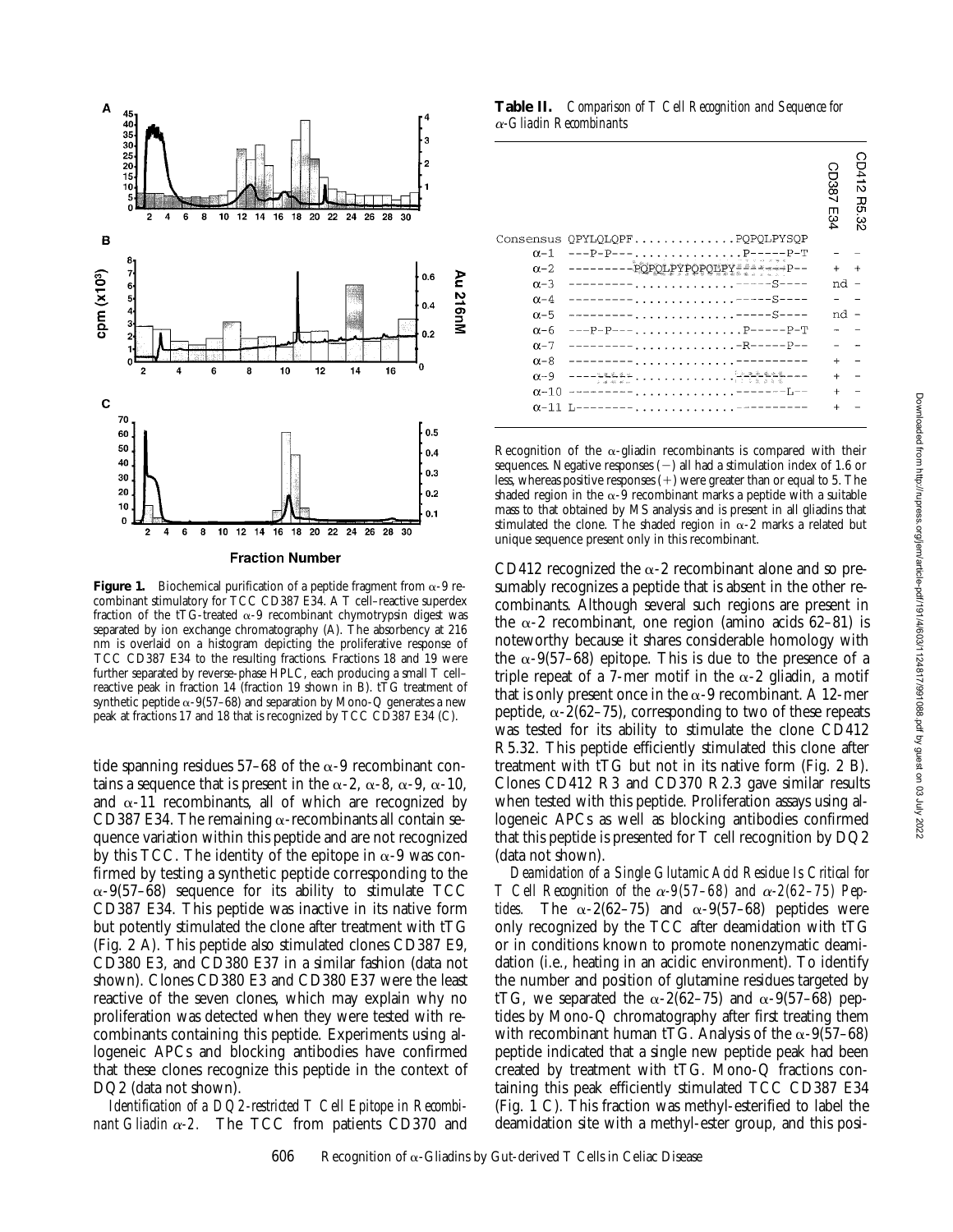**Figure 1.** Biochemical purification of a peptide fragment from α-9 recombinant stimulatory for TCC CD387 E34. A T cell–reactive superdex fraction of the tTG-treated α-9 recombinant chymotrypsin digest was separated by ion exchange chromatography (A). The absorbency at 216 nm is overlaid on a histogram depicting the proliferative response of TCC CD387 E34 to the resulting fractions. Fractions 18 and 19 were further separated by reverse-phase HPLC, each producing a small T cell–reactive peak in fraction 14 (fraction 19 shown in B). tTG treatment of synthetic peptide α-9(57–68) and separation by Mono-Q generates a new peak at fractions 17 and 18 that is recognized by TCC CD387 E34 (C).

tide spanning residues 57–68 of the α-9 recombinant contains a sequence that is present in the α-2, α-8, α-9, α-10, and α-11 recombinants, all of which are recognized by CD387 E34. The remaining α-recombinants all contain sequence variation within this peptide and are not recognized by this TCC. The identity of the epitope in α-9 was confirmed by testing a synthetic peptide corresponding to the α-9(57–68) sequence for its ability to stimulate TCC CD387 E34. This peptide was inactive in its native form but potently stimulated the clone after treatment with tTG (Fig. 2 A). This peptide also stimulated clones CD387 E9, CD380 E3, and CD380 E37 in a similar fashion (data not shown). Clones CD380 E3 and CD380 E37 were the least reactive of the seven clones, which may explain why no proliferation was detected when they were tested with recombinants containing this peptide. Experiments using allogeneic APCs and blocking antibodies have confirmed that these clones recognize this peptide in the context of DQ2 (data not shown).

*Identification of a DQ2-restricted T Cell Epitope in Recombinant Gliadin α-2.* The TCC from patients CD370 and

**Table II.** *Comparison of T Cell Recognition and Sequence for α-Gliadin Recombinants*

| | Sequence | CD387 E34 | CD412 R5.32 |
|---|---|---|---|
| Consensus | QPYLQLQPF..............PQPQLPYSQP | | |
| α-1 | ---P-P---...............P-----P-T | − | − |
| α-2 | ---------PQPQLPYPQPQLPY------P-- | + | + |
| α-3 | ---------..............------S---- | nd | − |
| α-4 | ---------..............------S---- | − | − |
| α-5 | ---------..............------S---- | nd | − |
| α-6 | ---P-P---...............P-----P-T | − | − |
| α-7 | ---------..............-R-----P-- | − | − |
| α-8 | ---------..............---------- | + | − |
| α-9 | ---------..............---------- | + | − |
| α-10 | ---------..............-------L-- | + | − |
| α-11 | L--------..............---------- | + | − |

Recognition of the α-gliadin recombinants is compared with their sequences. Negative responses (−) all had a stimulation index of 1.6 or less, whereas positive responses (+) were greater than or equal to 5. The shaded region in the α-9 recombinant marks a peptide with a suitable mass to that obtained by MS analysis and is present in all gliadins that stimulated the clone. The shaded region in α-2 marks a related but unique sequence present only in this recombinant.

CD412 recognized the α-2 recombinant alone and so presumably recognizes a peptide that is absent in the other recombinants. Although several such regions are present in the α-2 recombinant, one region (amino acids 62–81) is noteworthy because it shares considerable homology with the α-9(57–68) epitope. This is due to the presence of a triple repeat of a 7-mer motif in the α-2 gliadin, a motif that is only present once in the α-9 recombinant. A 12-mer peptide, α-2(62–75), corresponding to two of these repeats was tested for its ability to stimulate the clone CD412 R5.32. This peptide efficiently stimulated this clone after treatment with tTG but not in its native form (Fig. 2 B). Clones CD412 R3 and CD370 R2.3 gave similar results when tested with this peptide. Proliferation assays using allogeneic APCs as well as blocking antibodies confirmed that this peptide is presented for T cell recognition by DQ2 (data not shown).

*Deamidation of a Single Glutamic Acid Residue Is Critical for T Cell Recognition of the α-9(57–68) and α-2(62–75) Peptides.* The α-2(62–75) and α-9(57–68) peptides were only recognized by the TCC after deamidation with tTG or in conditions known to promote nonenzymatic deamidation (i.e., heating in an acidic environment). To identify the number and position of glutamine residues targeted by tTG, we separated the α-2(62–75) and α-9(57–68) peptides by Mono-Q chromatography after first treating them with recombinant human tTG. Analysis of the α-9(57–68) peptide indicated that a single new peptide peak had been created by treatment with tTG. Mono-Q fractions containing this peak efficiently stimulated TCC CD387 E34 (Fig. 1 C). This fraction was methyl-esterified to label the deamidation site with a methyl-ester group, and this posi-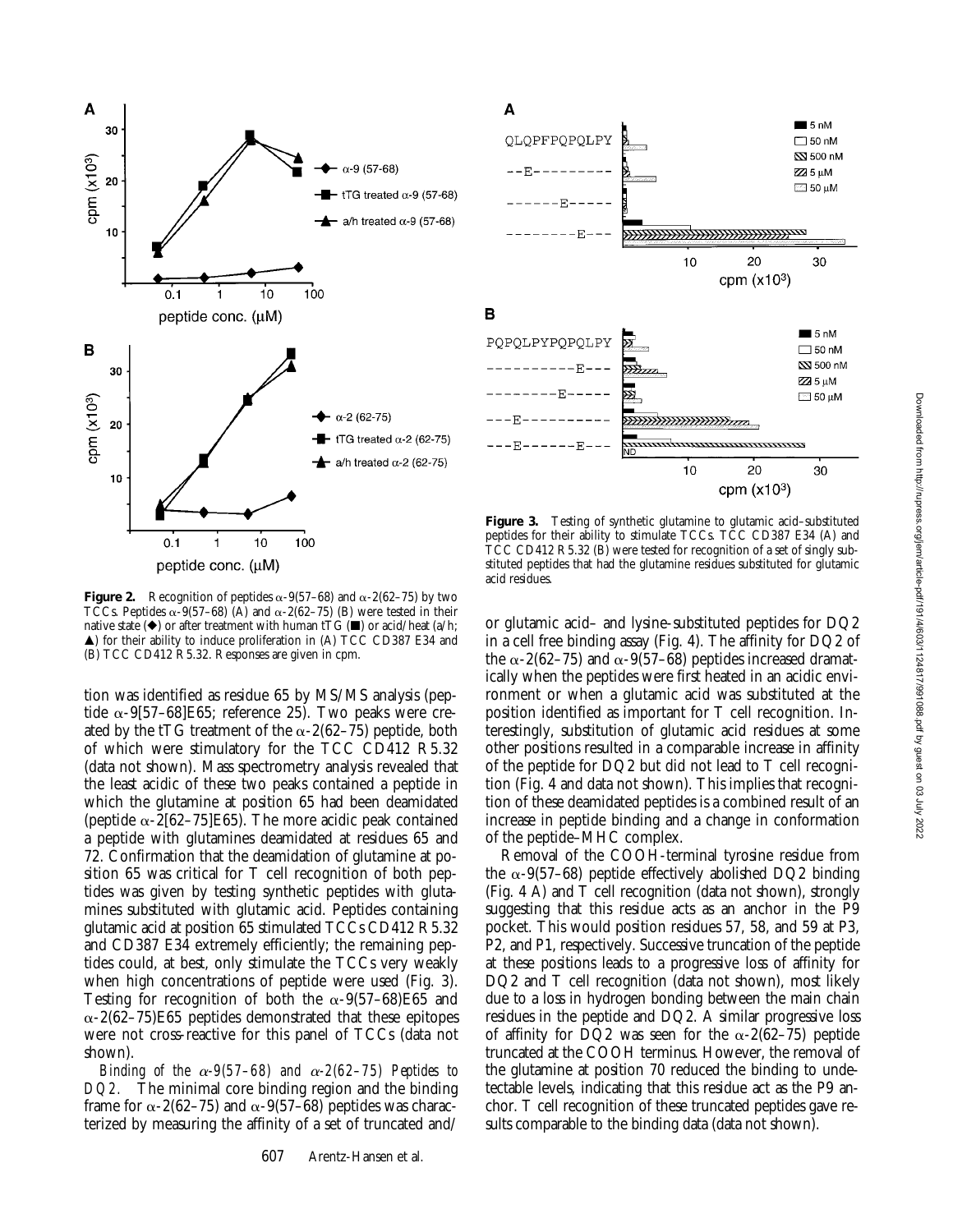**Figure 2.** Recognition of peptides α-9(57–68) and α-2(62–75) by two TCCs. Peptides α-9(57–68) (A) and α-2(62–75) (B) were tested in their native state (◆) or after treatment with human tTG (■) or acid/heat (a/h; ▲) for their ability to induce proliferation in (A) TCC CD387 E34 and (B) TCC CD412 R5.32. Responses are given in cpm.

**Figure 3.** Testing of synthetic glutamine to glutamic acid–substituted peptides for their ability to stimulate TCCs. TCC CD387 E34 (A) and TCC CD412 R5.32 (B) were tested for recognition of a set of singly substituted peptides that had the glutamine residues substituted for glutamic acid residues.

tion was identified as residue 65 by MS/MS analysis (peptide α-9[57–68]E65; reference 25). Two peaks were created by the tTG treatment of the α-2(62–75) peptide, both of which were stimulatory for the TCC CD412 R5.32 (data not shown). Mass spectrometry analysis revealed that the least acidic of these two peaks contained a peptide in which the glutamine at position 65 had been deamidated (peptide α-2[62–75]E65). The more acidic peak contained a peptide with glutamines deamidated at residues 65 and 72. Confirmation that the deamidation of glutamine at position 65 was critical for T cell recognition of both peptides was given by testing synthetic peptides with glutamines substituted with glutamic acid. Peptides containing glutamic acid at position 65 stimulated TCCs CD412 R5.32 and CD387 E34 extremely efficiently; the remaining peptides could, at best, only stimulate the TCCs very weakly when high concentrations of peptide were used (Fig. 3). Testing for recognition of both the α-9(57–68)E65 and α-2(62–75)E65 peptides demonstrated that these epitopes were not cross-reactive for this panel of TCCs (data not shown).

*Binding of the α-9(57–68) and α-2(62–75) Peptides to DQ2.* The minimal core binding region and the binding frame for α-2(62–75) and α-9(57–68) peptides was characterized by measuring the affinity of a set of truncated and/or glutamic acid– and lysine-substituted peptides for DQ2 in a cell free binding assay (Fig. 4). The affinity for DQ2 of the α-2(62–75) and α-9(57–68) peptides increased dramatically when the peptides were first heated in an acidic environment or when a glutamic acid was substituted at the position identified as important for T cell recognition. Interestingly, substitution of glutamic acid residues at some other positions resulted in a comparable increase in affinity of the peptide for DQ2 but did not lead to T cell recognition (Fig. 4 and data not shown). This implies that recognition of these deamidated peptides is a combined result of an increase in peptide binding and a change in conformation of the peptide–MHC complex.

Removal of the COOH-terminal tyrosine residue from the α-9(57–68) peptide effectively abolished DQ2 binding (Fig. 4 A) and T cell recognition (data not shown), strongly suggesting that this residue acts as an anchor in the P9 pocket. This would position residues 57, 58, and 59 at P3, P2, and P1, respectively. Successive truncation of the peptide at these positions leads to a progressive loss of affinity for DQ2 and T cell recognition (data not shown), most likely due to a loss in hydrogen bonding between the main chain residues in the peptide and DQ2. A similar progressive loss of affinity for DQ2 was seen for the α-2(62–75) peptide truncated at the COOH terminus. However, the removal of the glutamine at position 70 reduced the binding to undetectable levels, indicating that this residue act as the P9 anchor. T cell recognition of these truncated peptides gave results comparable to the binding data (data not shown).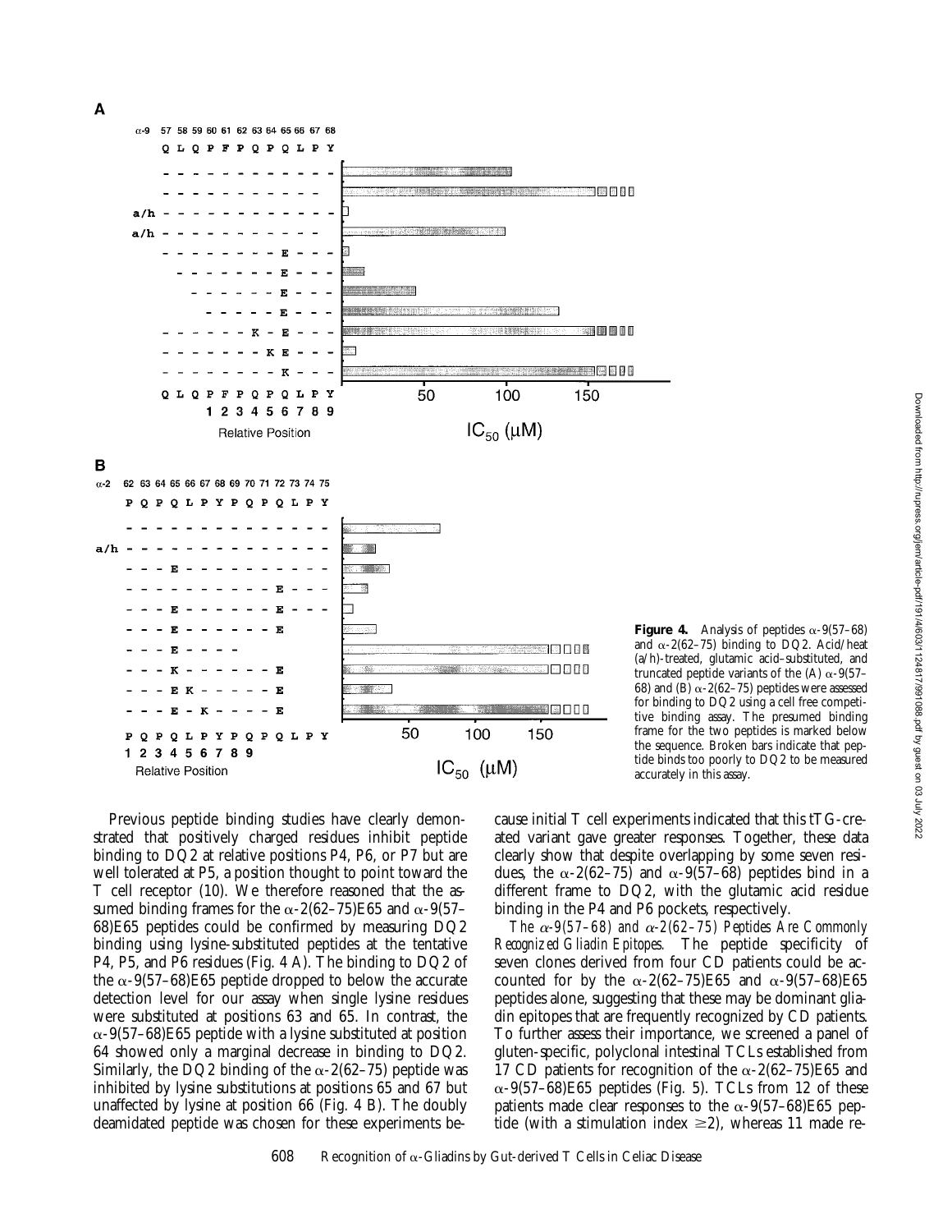**Figure 4.** Analysis of peptides α-9(57–68) and α-2(62–75) binding to DQ2. Acid/heat (a/h)-treated, glutamic acid–substituted, and truncated peptide variants of the (A) α-9(57–68) and (B) α-2(62–75) peptides were assessed for binding to DQ2 using a cell free competitive binding assay. The presumed binding frame for the two peptides is marked below the sequence. Broken bars indicate that peptide binds too poorly to DQ2 to be measured accurately in this assay.

Previous peptide binding studies have clearly demonstrated that positively charged residues inhibit peptide binding to DQ2 at relative positions P4, P6, or P7 but are well tolerated at P5, a position thought to point toward the T cell receptor (10). We therefore reasoned that the assumed binding frames for the α-2(62–75)E65 and α-9(57–68)E65 peptides could be confirmed by measuring DQ2 binding using lysine-substituted peptides at the tentative P4, P5, and P6 residues (Fig. 4 A). The binding to DQ2 of the α-9(57–68)E65 peptide dropped to below the accurate detection level for our assay when single lysine residues were substituted at positions 63 and 65. In contrast, the α-9(57–68)E65 peptide with a lysine substituted at position 64 showed only a marginal decrease in binding to DQ2. Similarly, the DQ2 binding of the α-2(62–75) peptide was inhibited by lysine substitutions at positions 65 and 67 but unaffected by lysine at position 66 (Fig. 4 B). The doubly deamidated peptide was chosen for these experiments because initial T cell experiments indicated that this tTG-created variant gave greater responses. Together, these data clearly show that despite overlapping by some seven residues, the α-2(62–75) and α-9(57–68) peptides bind in a different frame to DQ2, with the glutamic acid residue binding in the P4 and P6 pockets, respectively.

*The α-9(57–68) and α-2(62–75) Peptides Are Commonly Recognized Gliadin Epitopes.* The peptide specificity of seven clones derived from four CD patients could be accounted for by the α-2(62–75)E65 and α-9(57–68)E65 peptides alone, suggesting that these may be dominant gliadin epitopes that are frequently recognized by CD patients. To further assess their importance, we screened a panel of gluten-specific, polyclonal intestinal TCLs established from 17 CD patients for recognition of the α-2(62–75)E65 and α-9(57–68)E65 peptides (Fig. 5). TCLs from 12 of these patients made clear responses to the α-9(57–68)E65 peptide (with a stimulation index ≥2), whereas 11 made re-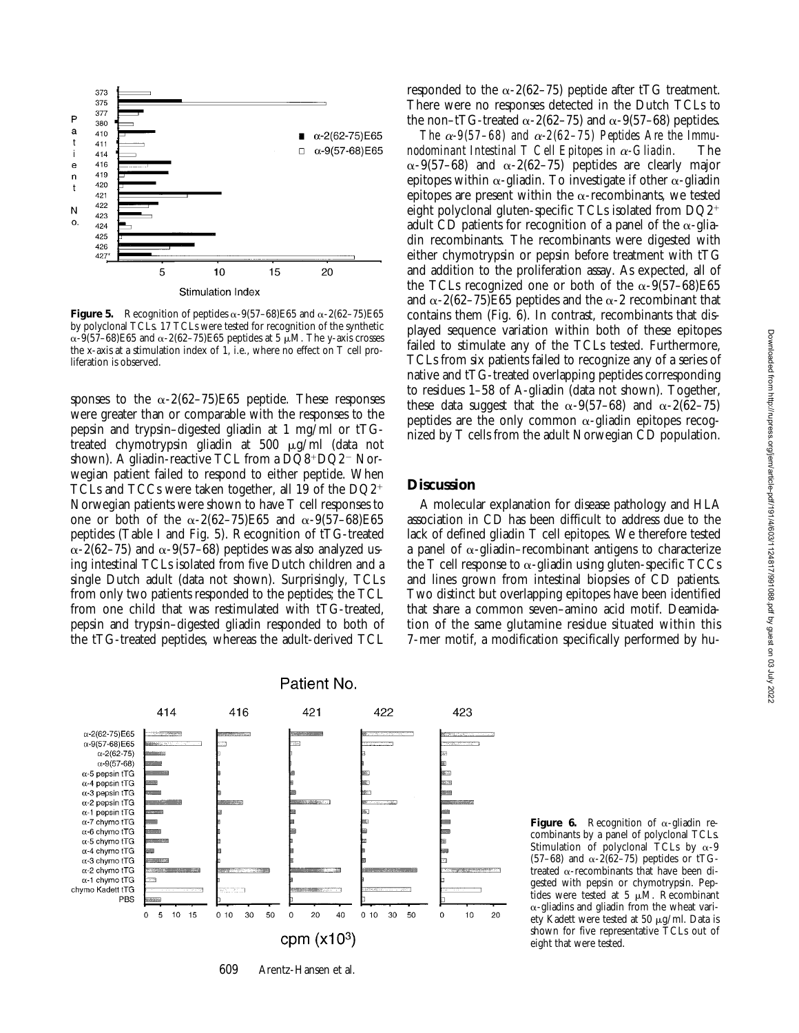**Figure 5.** Recognition of peptides α-9(57–68)E65 and α-2(62–75)E65 by polyclonal TCLs. 17 TCLs were tested for recognition of the synthetic α-9(57–68)E65 and α-2(62–75)E65 peptides at 5 μM. The y-axis crosses the x-axis at a stimulation index of 1, i.e., where no effect on T cell proliferation is observed.

sponses to the α-2(62–75)E65 peptide. These responses were greater than or comparable with the responses to the pepsin and trypsin–digested gliadin at 1 mg/ml or tTG-treated chymotrypsin gliadin at 500 μg/ml (data not shown). A gliadin-reactive TCL from a $DQ8^+DQ2^-$ Norwegian patient failed to respond to either peptide. When TCLs and TCCs were taken together, all 19 of the $DQ2^+$ Norwegian patients were shown to have T cell responses to one or both of the α-2(62–75)E65 and α-9(57–68)E65 peptides (Table I and Fig. 5). Recognition of tTG-treated α-2(62–75) and α-9(57–68) peptides was also analyzed using intestinal TCLs isolated from five Dutch children and a single Dutch adult (data not shown). Surprisingly, TCLs from only two patients responded to the peptides; the TCL from one child that was restimulated with tTG-treated, pepsin and trypsin–digested gliadin responded to both of the tTG-treated peptides, whereas the adult-derived TCL responded to the α-2(62–75) peptide after tTG treatment. There were no responses detected in the Dutch TCLs to the non–tTG-treated α-2(62–75) and α-9(57–68) peptides.

*The α-9(57–68) and α-2(62–75) Peptides Are the Immunodominant Intestinal T Cell Epitopes in α-Gliadin.* The α-9(57–68) and α-2(62–75) peptides are clearly major epitopes within α-gliadin. To investigate if other α-gliadin epitopes are present within the α-recombinants, we tested eight polyclonal gluten-specific TCLs isolated from $DQ2^+$ adult CD patients for recognition of a panel of the α-gliadin recombinants. The recombinants were digested with either chymotrypsin or pepsin before treatment with tTG and addition to the proliferation assay. As expected, all of the TCLs recognized one or both of the α-9(57–68)E65 and α-2(62–75)E65 peptides and the α-2 recombinant that contains them (Fig. 6). In contrast, recombinants that displayed sequence variation within both of these epitopes failed to stimulate any of the TCLs tested. Furthermore, TCLs from six patients failed to recognize any of a series of native and tTG-treated overlapping peptides corresponding to residues 1–58 of A-gliadin (data not shown). Together, these data suggest that the α-9(57–68) and α-2(62–75) peptides are the only common α-gliadin epitopes recognized by T cells from the adult Norwegian CD population.

## Discussion

A molecular explanation for disease pathology and HLA association in CD has been difficult to address due to the lack of defined gliadin T cell epitopes. We therefore tested a panel of α-gliadin–recombinant antigens to characterize the T cell response to α-gliadin using gluten-specific TCCs and lines grown from intestinal biopsies of CD patients. Two distinct but overlapping epitopes have been identified that share a common seven–amino acid motif. Deamidation of the same glutamine residue situated within this 7-mer motif, a modification specifically performed by hu-

**Figure 6.** Recognition of α-gliadin recombinants by a panel of polyclonal TCLs. Stimulation of polyclonal TCLs by α-9 (57–68) and α-2(62–75) peptides or tTG-treated α-recombinants that have been digested with pepsin or chymotrypsin. Peptides were tested at 5 μM. Recombinant α-gliadins and gliadin from the wheat variety Kadett were tested at 50 μg/ml. Data is shown for five representative TCLs out of eight that were tested.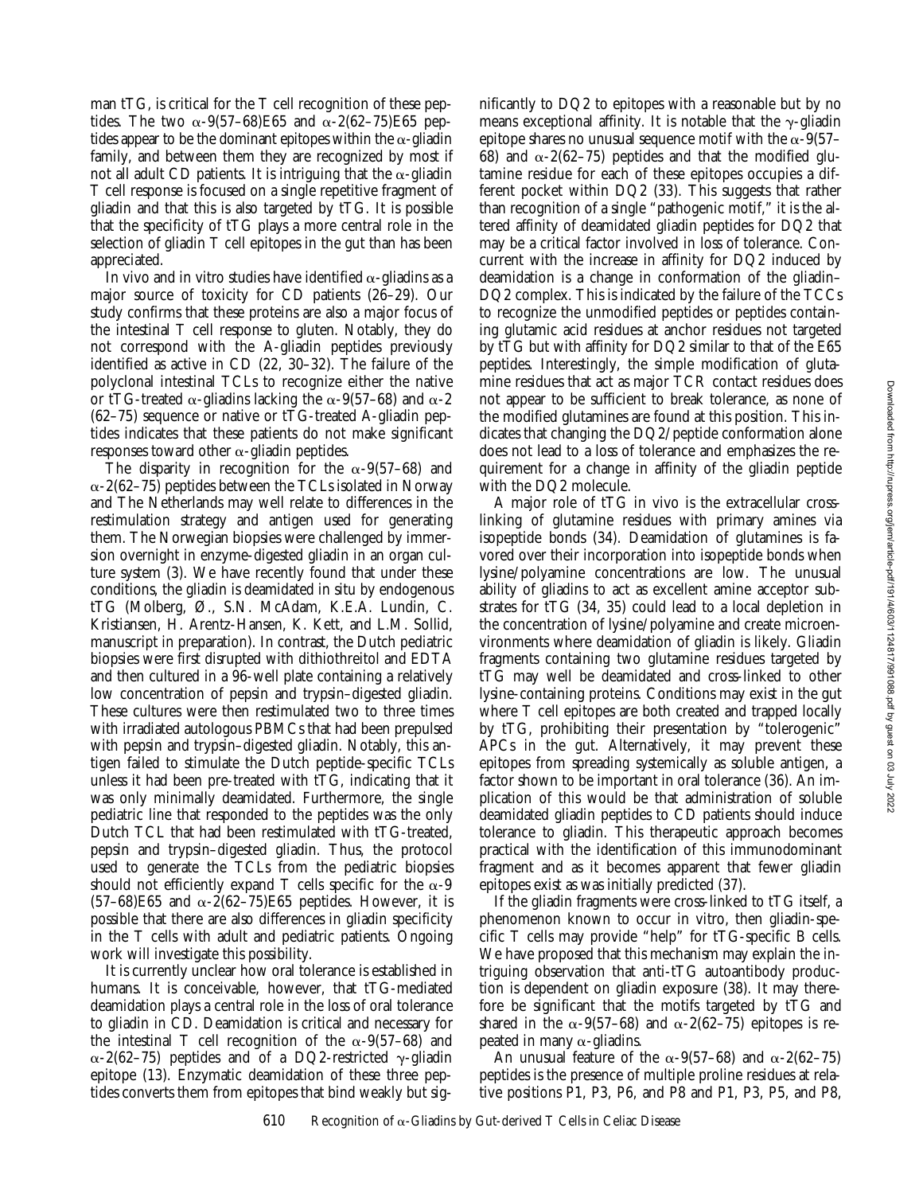man tTG, is critical for the T cell recognition of these peptides. The two α-9(57–68)E65 and α-2(62–75)E65 peptides appear to be the dominant epitopes within the α-gliadin family, and between them they are recognized by most if not all adult CD patients. It is intriguing that the α-gliadin T cell response is focused on a single repetitive fragment of gliadin and that this is also targeted by tTG. It is possible that the specificity of tTG plays a more central role in the selection of gliadin T cell epitopes in the gut than has been appreciated.

In vivo and in vitro studies have identified α-gliadins as a major source of toxicity for CD patients (26–29). Our study confirms that these proteins are also a major focus of the intestinal T cell response to gluten. Notably, they do not correspond with the A-gliadin peptides previously identified as active in CD (22, 30–32). The failure of the polyclonal intestinal TCLs to recognize either the native or tTG-treated α-gliadins lacking the α-9(57–68) and α-2 (62–75) sequence or native or tTG-treated A-gliadin peptides indicates that these patients do not make significant responses toward other α-gliadin peptides.

The disparity in recognition for the α-9(57–68) and α-2(62–75) peptides between the TCLs isolated in Norway and The Netherlands may well relate to differences in the restimulation strategy and antigen used for generating them. The Norwegian biopsies were challenged by immersion overnight in enzyme-digested gliadin in an organ culture system (3). We have recently found that under these conditions, the gliadin is deamidated in situ by endogenous tTG (Molberg, Ø., S.N. McAdam, K.E.A. Lundin, C. Kristiansen, H. Arentz-Hansen, K. Kett, and L.M. Sollid, manuscript in preparation). In contrast, the Dutch pediatric biopsies were first disrupted with dithiothreitol and EDTA and then cultured in a 96-well plate containing a relatively low concentration of pepsin and trypsin–digested gliadin. These cultures were then restimulated two to three times with irradiated autologous PBMCs that had been prepulsed with pepsin and trypsin–digested gliadin. Notably, this antigen failed to stimulate the Dutch peptide-specific TCLs unless it had been pre-treated with tTG, indicating that it was only minimally deamidated. Furthermore, the single pediatric line that responded to the peptides was the only Dutch TCL that had been restimulated with tTG-treated, pepsin and trypsin–digested gliadin. Thus, the protocol used to generate the TCLs from the pediatric biopsies should not efficiently expand T cells specific for the α-9 (57–68)E65 and α-2(62–75)E65 peptides. However, it is possible that there are also differences in gliadin specificity in the T cells with adult and pediatric patients. Ongoing work will investigate this possibility.

It is currently unclear how oral tolerance is established in humans. It is conceivable, however, that tTG-mediated deamidation plays a central role in the loss of oral tolerance to gliadin in CD. Deamidation is critical and necessary for the intestinal T cell recognition of the α-9(57–68) and α-2(62–75) peptides and of a DQ2-restricted γ-gliadin epitope (13). Enzymatic deamidation of these three peptides converts them from epitopes that bind weakly but significantly to DQ2 to epitopes with a reasonable but by no means exceptional affinity. It is notable that the γ-gliadin epitope shares no unusual sequence motif with the α-9(57–68) and α-2(62–75) peptides and that the modified glutamine residue for each of these epitopes occupies a different pocket within DQ2 (33). This suggests that rather than recognition of a single "pathogenic motif," it is the altered affinity of deamidated gliadin peptides for DQ2 that may be a critical factor involved in loss of tolerance. Concurrent with the increase in affinity for DQ2 induced by deamidation is a change in conformation of the gliadin–DQ2 complex. This is indicated by the failure of the TCCs to recognize the unmodified peptides or peptides containing glutamic acid residues at anchor residues not targeted by tTG but with affinity for DQ2 similar to that of the E65 peptides. Interestingly, the simple modification of glutamine residues that act as major TCR contact residues does not appear to be sufficient to break tolerance, as none of the modified glutamines are found at this position. This indicates that changing the DQ2/peptide conformation alone does not lead to a loss of tolerance and emphasizes the requirement for a change in affinity of the gliadin peptide with the DQ2 molecule.

A major role of tTG in vivo is the extracellular cross-linking of glutamine residues with primary amines via isopeptide bonds (34). Deamidation of glutamines is favored over their incorporation into isopeptide bonds when lysine/polyamine concentrations are low. The unusual ability of gliadins to act as excellent amine acceptor substrates for tTG (34, 35) could lead to a local depletion in the concentration of lysine/polyamine and create microenvironments where deamidation of gliadin is likely. Gliadin fragments containing two glutamine residues targeted by tTG may well be deamidated and cross-linked to other lysine-containing proteins. Conditions may exist in the gut where T cell epitopes are both created and trapped locally by tTG, prohibiting their presentation by "tolerogenic" APCs in the gut. Alternatively, it may prevent these epitopes from spreading systemically as soluble antigen, a factor shown to be important in oral tolerance (36). An implication of this would be that administration of soluble deamidated gliadin peptides to CD patients should induce tolerance to gliadin. This therapeutic approach becomes practical with the identification of this immunodominant fragment and as it becomes apparent that fewer gliadin epitopes exist as was initially predicted (37).

If the gliadin fragments were cross-linked to tTG itself, a phenomenon known to occur in vitro, then gliadin-specific T cells may provide "help" for tTG-specific B cells. We have proposed that this mechanism may explain the intriguing observation that anti-tTG autoantibody production is dependent on gliadin exposure (38). It may therefore be significant that the motifs targeted by tTG and shared in the α-9(57–68) and α-2(62–75) epitopes is repeated in many α-gliadins.

An unusual feature of the α-9(57–68) and α-2(62–75) peptides is the presence of multiple proline residues at relative positions P1, P3, P6, and P8 and P1, P3, P5, and P8,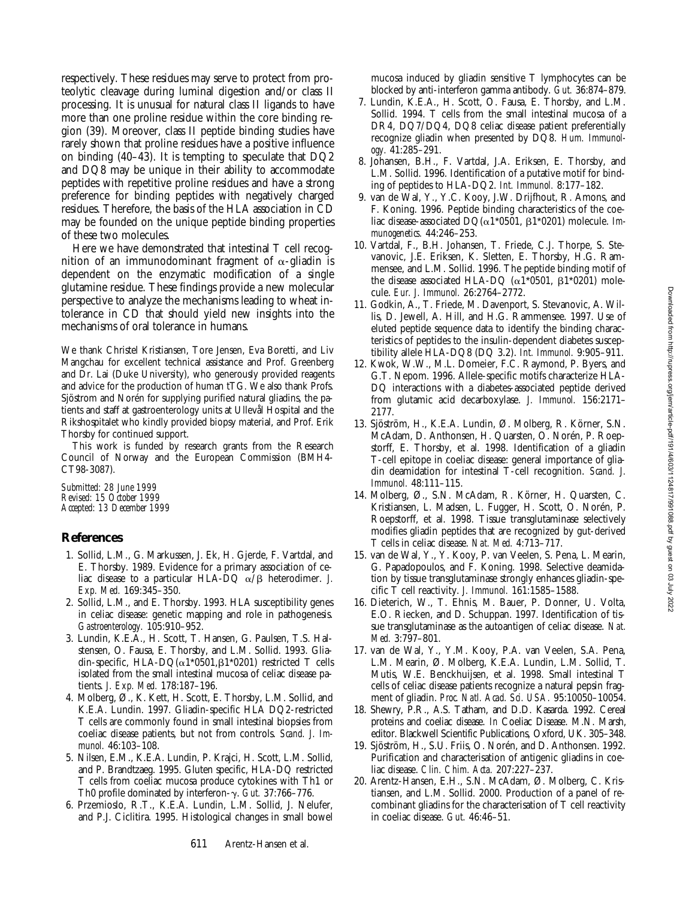respectively. These residues may serve to protect from proteolytic cleavage during luminal digestion and/or class II processing. It is unusual for natural class II ligands to have more than one proline residue within the core binding region (39). Moreover, class II peptide binding studies have rarely shown that proline residues have a positive influence on binding (40–43). It is tempting to speculate that DQ2 and DQ8 may be unique in their ability to accommodate peptides with repetitive proline residues and have a strong preference for binding peptides with negatively charged residues. Therefore, the basis of the HLA association in CD may be founded on the unique peptide binding properties of these two molecules.

Here we have demonstrated that intestinal T cell recognition of an immunodominant fragment of α-gliadin is dependent on the enzymatic modification of a single glutamine residue. These findings provide a new molecular perspective to analyze the mechanisms leading to wheat intolerance in CD that should yield new insights into the mechanisms of oral tolerance in humans.

We thank Christel Kristiansen, Tore Jensen, Eva Boretti, and Liv Mangchau for excellent technical assistance and Prof. Greenberg and Dr. Lai (Duke University), who generously provided reagents and advice for the production of human tTG. We also thank Profs. Sjöstrom and Norén for supplying purified natural gliadins, the patients and staff at gastroenterology units at Ullevål Hospital and the Rikshospitalet who kindly provided biopsy material, and Prof. Erik Thorsby for continued support.

This work is funded by research grants from the Research Council of Norway and the European Commission (BMH4-CT98-3087).

*Submitted: 28 June 1999*
*Revised: 15 October 1999*
*Accepted: 13 December 1999*

## References

1. Sollid, L.M., G. Markussen, J. Ek, H. Gjerde, F. Vartdal, and E. Thorsby. 1989. Evidence for a primary association of celiac disease to a particular HLA-DQ α/β heterodimer. *J. Exp. Med.* 169:345–350.
2. Sollid, L.M., and E. Thorsby. 1993. HLA susceptibility genes in celiac disease: genetic mapping and role in pathogenesis. *Gastroenterology.* 105:910–952.
3. Lundin, K.E.A., H. Scott, T. Hansen, G. Paulsen, T.S. Halstensen, O. Fausa, E. Thorsby, and L.M. Sollid. 1993. Gliadin-specific, HLA-DQ(α1*0501,β1*0201) restricted T cells isolated from the small intestinal mucosa of celiac disease patients. *J. Exp. Med.* 178:187–196.
4. Molberg, Ø., K. Kett, H. Scott, E. Thorsby, L.M. Sollid, and K.E.A. Lundin. 1997. Gliadin-specific HLA DQ2-restricted T cells are commonly found in small intestinal biopsies from coeliac disease patients, but not from controls. *Scand. J. Immunol.* 46:103–108.
5. Nilsen, E.M., K.E.A. Lundin, P. Krajci, H. Scott, L.M. Sollid, and P. Brandtzaeg. 1995. Gluten specific, HLA-DQ restricted T cells from coeliac mucosa produce cytokines with Th1 or Th0 profile dominated by interferon-γ. *Gut.* 37:766–776.
6. Przemioslo, R.T., K.E.A. Lundin, L.M. Sollid, J. Nelufer, and P.J. Ciclitira. 1995. Histological changes in small bowel mucosa induced by gliadin sensitive T lymphocytes can be blocked by anti-interferon gamma antibody. *Gut.* 36:874–879.
7. Lundin, K.E.A., H. Scott, O. Fausa, E. Thorsby, and L.M. Sollid. 1994. T cells from the small intestinal mucosa of a DR4, DQ7/DQ4, DQ8 celiac disease patient preferentially recognize gliadin when presented by DQ8. *Hum. Immunology.* 41:285–291.
8. Johansen, B.H., F. Vartdal, J.A. Eriksen, E. Thorsby, and L.M. Sollid. 1996. Identification of a putative motif for binding of peptides to HLA-DQ2. *Int. Immunol.* 8:177–182.
9. van de Wal, Y., Y.C. Kooy, J.W. Drijfhout, R. Amons, and F. Koning. 1996. Peptide binding characteristics of the coeliac disease-associated DQ(α1*0501, β1*0201) molecule. *Immunogenetics.* 44:246–253.
10. Vartdal, F., B.H. Johansen, T. Friede, C.J. Thorpe, S. Stevanovic, J.E. Eriksen, K. Sletten, E. Thorsby, H.G. Rammensee, and L.M. Sollid. 1996. The peptide binding motif of the disease associated HLA-DQ (α1*0501, β1*0201) molecule. *Eur. J. Immunol.* 26:2764–2772.
11. Godkin, A., T. Friede, M. Davenport, S. Stevanovic, A. Willis, D. Jewell, A. Hill, and H.G. Rammensee. 1997. Use of eluted peptide sequence data to identify the binding characteristics of peptides to the insulin-dependent diabetes susceptibility allele HLA-DQ8 (DQ 3.2). *Int. Immunol.* 9:905–911.
12. Kwok, W.W., M.L. Domeier, F.C. Raymond, P. Byers, and G.T. Nepom. 1996. Allele-specific motifs characterize HLA-DQ interactions with a diabetes-associated peptide derived from glutamic acid decarboxylase. *J. Immunol.* 156:2171–2177.
13. Sjöström, H., K.E.A. Lundin, Ø. Molberg, R. Körner, S.N. McAdam, D. Anthonsen, H. Quarsten, O. Norén, P. Roepstorff, E. Thorsby, et al. 1998. Identification of a gliadin T-cell epitope in coeliac disease: general importance of gliadin deamidation for intestinal T-cell recognition. *Scand. J. Immunol.* 48:111–115.
14. Molberg, Ø., S.N. McAdam, R. Körner, H. Quarsten, C. Kristiansen, L. Madsen, L. Fugger, H. Scott, O. Norén, P. Roepstorff, et al. 1998. Tissue transglutaminase selectively modifies gliadin peptides that are recognized by gut-derived T cells in celiac disease. *Nat. Med.* 4:713–717.
15. van de Wal, Y., Y. Kooy, P. van Veelen, S. Pena, L. Mearin, G. Papadopoulos, and F. Koning. 1998. Selective deamidation by tissue transglutaminase strongly enhances gliadin-specific T cell reactivity. *J. Immunol.* 161:1585–1588.
16. Dieterich, W., T. Ehnis, M. Bauer, P. Donner, U. Volta, E.O. Riecken, and D. Schuppan. 1997. Identification of tissue transglutaminase as the autoantigen of celiac disease. *Nat. Med.* 3:797–801.
17. van de Wal, Y., Y.M. Kooy, P.A. van Veelen, S.A. Pena, L.M. Mearin, Ø. Molberg, K.E.A. Lundin, L.M. Sollid, T. Mutis, W.E. Benckhuijsen, et al. 1998. Small intestinal T cells of celiac disease patients recognize a natural pepsin fragment of gliadin. *Proc. Natl. Acad. Sci. USA.* 95:10050–10054.
18. Shewry, P.R., A.S. Tatham, and D.D. Kasarda. 1992. Cereal proteins and coeliac disease. *In* Coeliac Disease. M.N. Marsh, editor. Blackwell Scientific Publications, Oxford, UK. 305–348.
19. Sjöström, H., S.U. Friis, O. Norén, and D. Anthonsen. 1992. Purification and characterisation of antigenic gliadins in coeliac disease. *Clin. Chim. Acta.* 207:227–237.
20. Arentz-Hansen, E.H., S.N. McAdam, Ø. Molberg, C. Kristiansen, and L.M. Sollid. 2000. Production of a panel of recombinant gliadins for the characterisation of T cell reactivity in coeliac disease. *Gut.* 46:46–51.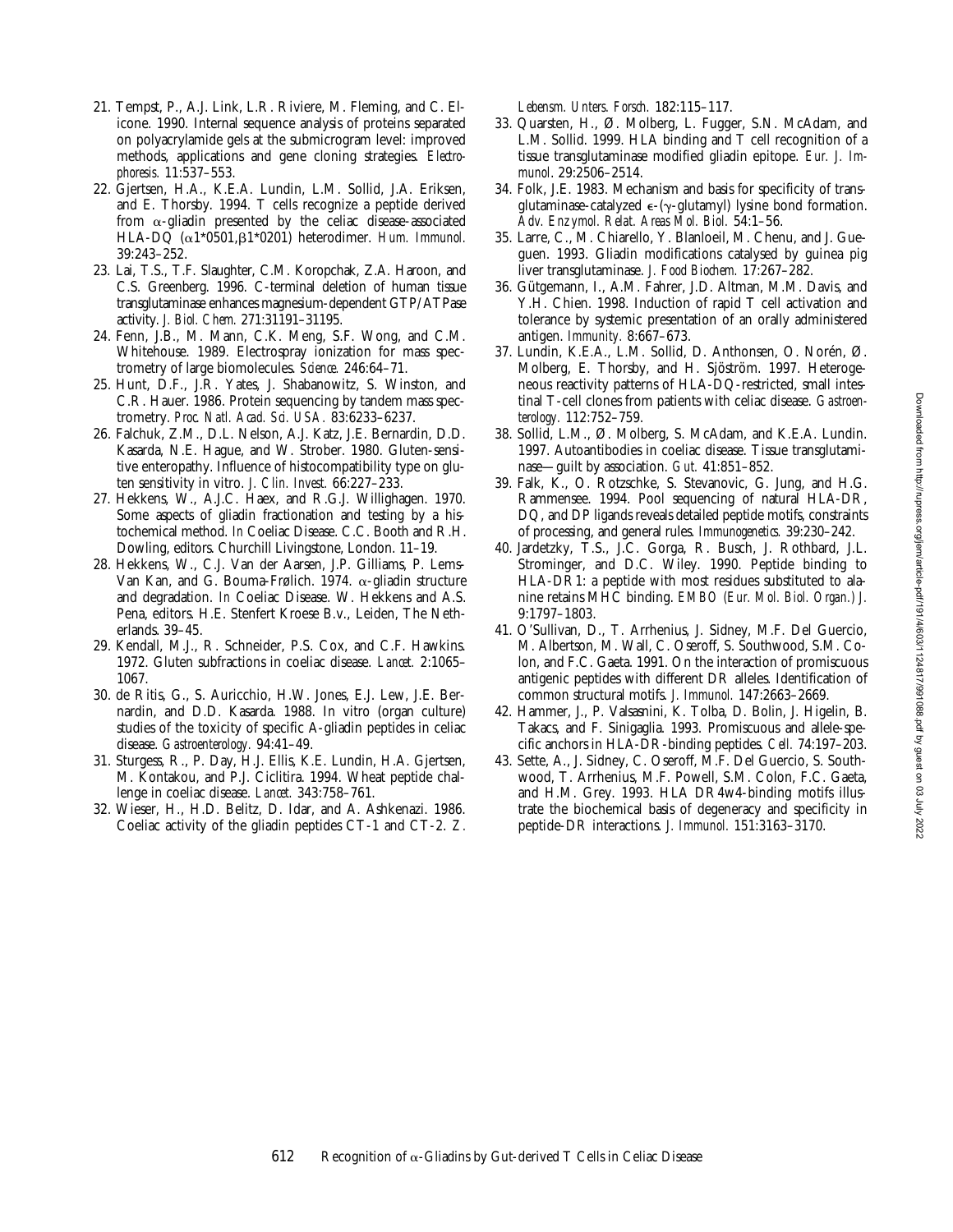21. Tempst, P., A.J. Link, L.R. Riviere, M. Fleming, and C. Elicone. 1990. Internal sequence analysis of proteins separated on polyacrylamide gels at the submicrogram level: improved methods, applications and gene cloning strategies. *Electrophoresis.* 11:537–553.
22. Gjertsen, H.A., K.E.A. Lundin, L.M. Sollid, J.A. Eriksen, and E. Thorsby. 1994. T cells recognize a peptide derived from α-gliadin presented by the celiac disease-associated HLA-DQ (α1*0501,β1*0201) heterodimer. *Hum. Immunol.* 39:243–252.
23. Lai, T.S., T.F. Slaughter, C.M. Koropchak, Z.A. Haroon, and C.S. Greenberg. 1996. C-terminal deletion of human tissue transglutaminase enhances magnesium-dependent GTP/ATPase activity. *J. Biol. Chem.* 271:31191–31195.
24. Fenn, J.B., M. Mann, C.K. Meng, S.F. Wong, and C.M. Whitehouse. 1989. Electrospray ionization for mass spectrometry of large biomolecules. *Science.* 246:64–71.
25. Hunt, D.F., J.R. Yates, J. Shabanowitz, S. Winston, and C.R. Hauer. 1986. Protein sequencing by tandem mass spectrometry. *Proc. Natl. Acad. Sci. USA.* 83:6233–6237.
26. Falchuk, Z.M., D.L. Nelson, A.J. Katz, J.E. Bernardin, D.D. Kasarda, N.E. Hague, and W. Strober. 1980. Gluten-sensitive enteropathy. Influence of histocompatibility type on gluten sensitivity in vitro. *J. Clin. Invest.* 66:227–233.
27. Hekkens, W., A.J.C. Haex, and R.G.J. Willighagen. 1970. Some aspects of gliadin fractionation and testing by a histochemical method. *In* Coeliac Disease. C.C. Booth and R.H. Dowling, editors. Churchill Livingstone, London. 11–19.
28. Hekkens, W., C.J. Van der Aarsen, J.P. Gilliams, P. Lems-Van Kan, and G. Bouma-Frølich. 1974. α-gliadin structure and degradation. *In* Coeliac Disease. W. Hekkens and A.S. Pena, editors. H.E. Stenfert Kroese B.v., Leiden, The Netherlands. 39–45.
29. Kendall, M.J., R. Schneider, P.S. Cox, and C.F. Hawkins. 1972. Gluten subfractions in coeliac disease. *Lancet.* 2:1065–1067.
30. de Ritis, G., S. Auricchio, H.W. Jones, E.J. Lew, J.E. Bernardin, and D.D. Kasarda. 1988. In vitro (organ culture) studies of the toxicity of specific A-gliadin peptides in celiac disease. *Gastroenterology.* 94:41–49.
31. Sturgess, R., P. Day, H.J. Ellis, K.E. Lundin, H.A. Gjertsen, M. Kontakou, and P.J. Ciclitira. 1994. Wheat peptide challenge in coeliac disease. *Lancet.* 343:758–761.
32. Wieser, H., H.D. Belitz, D. Idar, and A. Ashkenazi. 1986. Coeliac activity of the gliadin peptides CT-1 and CT-2. *Z. Lebensm. Unters. Forsch.* 182:115–117.
33. Quarsten, H., Ø. Molberg, L. Fugger, S.N. McAdam, and L.M. Sollid. 1999. HLA binding and T cell recognition of a tissue transglutaminase modified gliadin epitope. *Eur. J. Immunol.* 29:2506–2514.
34. Folk, J.E. 1983. Mechanism and basis for specificity of transglutaminase-catalyzed ε-(γ-glutamyl) lysine bond formation. *Adv. Enzymol. Relat. Areas Mol. Biol.* 54:1–56.
35. Larre, C., M. Chiarello, Y. Blanloeil, M. Chenu, and J. Gueguen. 1993. Gliadin modifications catalysed by guinea pig liver transglutaminase. *J. Food Biochem.* 17:267–282.
36. Gütgemann, I., A.M. Fahrer, J.D. Altman, M.M. Davis, and Y.H. Chien. 1998. Induction of rapid T cell activation and tolerance by systemic presentation of an orally administered antigen. *Immunity.* 8:667–673.
37. Lundin, K.E.A., L.M. Sollid, D. Anthonsen, O. Norén, Ø. Molberg, E. Thorsby, and H. Sjöström. 1997. Heterogeneous reactivity patterns of HLA-DQ-restricted, small intestinal T-cell clones from patients with celiac disease. *Gastroenterology.* 112:752–759.
38. Sollid, L.M., Ø. Molberg, S. McAdam, and K.E.A. Lundin. 1997. Autoantibodies in coeliac disease. Tissue transglutaminase—guilt by association. *Gut.* 41:851–852.
39. Falk, K., O. Rotzschke, S. Stevanovic, G. Jung, and H.G. Rammensee. 1994. Pool sequencing of natural HLA-DR, DQ, and DP ligands reveals detailed peptide motifs, constraints of processing, and general rules. *Immunogenetics.* 39:230–242.
40. Jardetzky, T.S., J.C. Gorga, R. Busch, J. Rothbard, J.L. Strominger, and D.C. Wiley. 1990. Peptide binding to HLA-DR1: a peptide with most residues substituted to alanine retains MHC binding. *EMBO (Eur. Mol. Biol. Organ.) J.* 9:1797–1803.
41. O'Sullivan, D., T. Arrhenius, J. Sidney, M.F. Del Guercio, M. Albertson, M. Wall, C. Oseroff, S. Southwood, S.M. Colon, and F.C. Gaeta. 1991. On the interaction of promiscuous antigenic peptides with different DR alleles. Identification of common structural motifs. *J. Immunol.* 147:2663–2669.
42. Hammer, J., P. Valsasnini, K. Tolba, D. Bolin, J. Higelin, B. Takacs, and F. Sinigaglia. 1993. Promiscuous and allele-specific anchors in HLA-DR-binding peptides. *Cell.* 74:197–203.
43. Sette, A., J. Sidney, C. Oseroff, M.F. Del Guercio, S. Southwood, T. Arrhenius, M.F. Powell, S.M. Colon, F.C. Gaeta, and H.M. Grey. 1993. HLA DR4w4-binding motifs illustrate the biochemical basis of degeneracy and specificity in peptide-DR interactions. *J. Immunol.* 151:3163–3170.